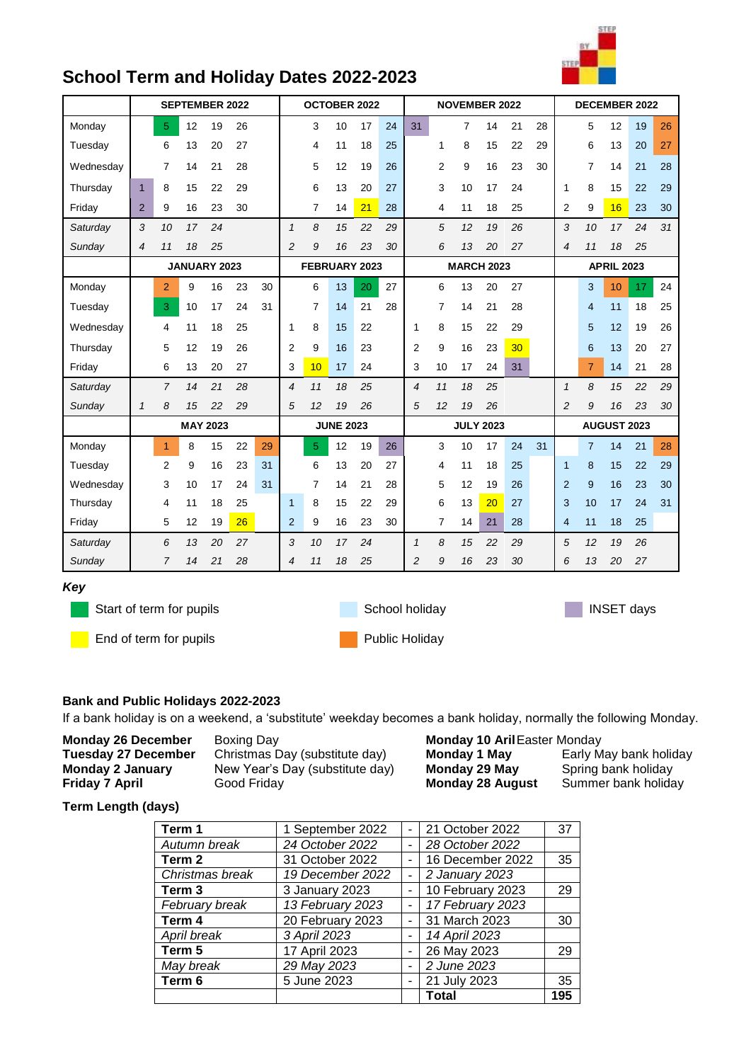# School Term and Holiday Dates 2022-2023

| | SEPTEMBER 2022 | | | | | OCTOBER 2022 | | | | | NOVEMBER 2022 | | | | | DECEMBER 2022 | | | | |
|---|---|---|---|---|---|---|---|---|---|---|---|---|---|---|---|---|---|---|---|---|
| Monday | | 5 | 12 | 19 | 26 | | 3 | 10 | 17 | 24 | 31 | | 7 | 14 | 21 | 28 | | 5 | 12 | 19 | 26 |
| Tuesday | | 6 | 13 | 20 | 27 | | 4 | 11 | 18 | 25 | | 1 | 8 | 15 | 22 | 29 | | 6 | 13 | 20 | 27 |
| Wednesday | | 7 | 14 | 21 | 28 | | 5 | 12 | 19 | 26 | | 2 | 9 | 16 | 23 | 30 | | 7 | 14 | 21 | 28 |
| Thursday | 1 | 8 | 15 | 22 | 29 | | 6 | 13 | 20 | 27 | | 3 | 10 | 17 | 24 | | 1 | 8 | 15 | 22 | 29 |
| Friday | 2 | 9 | 16 | 23 | 30 | | 7 | 14 | 21 | 28 | | 4 | 11 | 18 | 25 | | 2 | 9 | 16 | 23 | 30 |
| *Saturday* | *3* | *10* | *17* | *24* | | *1* | *8* | *15* | *22* | *29* | | *5* | *12* | *19* | *26* | | *3* | *10* | *17* | *24* | *31* |
| *Sunday* | *4* | *11* | *18* | *25* | | *2* | *9* | *16* | *23* | *30* | | *6* | *13* | *20* | *27* | | *4* | *11* | *18* | *25* | |
| | **JANUARY 2023** | | | | | **FEBRUARY 2023** | | | | | **MARCH 2023** | | | | | **APRIL 2023** | | | | |
| Monday | | 2 | 9 | 16 | 23 | 30 | 6 | 13 | 20 | 27 | | 6 | 13 | 20 | 27 | | | 3 | 10 | 17 | 24 |
| Tuesday | | 3 | 10 | 17 | 24 | 31 | 7 | 14 | 21 | 28 | | 7 | 14 | 21 | 28 | | | 4 | 11 | 18 | 25 |
| Wednesday | | 4 | 11 | 18 | 25 | 1 | 8 | 15 | 22 | | 1 | 8 | 15 | 22 | 29 | | | 5 | 12 | 19 | 26 |
| Thursday | | 5 | 12 | 19 | 26 | 2 | 9 | 16 | 23 | | 2 | 9 | 16 | 23 | 30 | | | 6 | 13 | 20 | 27 |
| Friday | | 6 | 13 | 20 | 27 | 3 | 10 | 17 | 24 | | 3 | 10 | 17 | 24 | 31 | | | 7 | 14 | 21 | 28 |
| *Saturday* | | *7* | *14* | *21* | *28* | *4* | *11* | *18* | *25* | | *4* | *11* | *18* | *25* | | | *1* | *8* | *15* | *22* | *29* |
| *Sunday* | *1* | *8* | *15* | *22* | *29* | *5* | *12* | *19* | *26* | | *5* | *12* | *19* | *26* | | | *2* | *9* | *16* | *23* | *30* |
| | **MAY 2023** | | | | | **JUNE 2023** | | | | | **JULY 2023** | | | | | **AUGUST 2023** | | | | |
| Monday | | 1 | 8 | 15 | 22 | 29 | | 5 | 12 | 19 | 26 | | 3 | 10 | 17 | 24 | 31 | | 7 | 14 | 21 | 28 |
| Tuesday | | 2 | 9 | 16 | 23 | 30 | | 6 | 13 | 20 | 27 | | 4 | 11 | 18 | 25 | | 1 | 8 | 15 | 22 | 29 |
| Wednesday | | 3 | 10 | 17 | 24 | 31 | | 7 | 14 | 21 | 28 | | 5 | 12 | 19 | 26 | | 2 | 9 | 16 | 23 | 30 |
| Thursday | | 4 | 11 | 18 | 25 | | 1 | 8 | 15 | 22 | 29 | | 6 | 13 | 20 | 27 | | 3 | 10 | 17 | 24 | 31 |
| Friday | | 5 | 12 | 19 | 26 | | 2 | 9 | 16 | 23 | 30 | | 7 | 14 | 21 | 28 | | 4 | 11 | 18 | 25 | |
| *Saturday* | | *6* | *13* | *20* | *27* | | *3* | *10* | *17* | *24* | | *1* | *8* | *15* | *22* | *29* | | *5* | *12* | *19* | *26* |
| *Sunday* | | *7* | *14* | *21* | *28* | | *4* | *11* | *18* | *25* | | *2* | *9* | *16* | *23* | *30* | | *6* | *13* | *20* | *27* |

***Key***

- Start of term for pupils
- End of term for pupils
- School holiday
- Public Holiday
- INSET days

**Bank and Public Holidays 2022-2023**

If a bank holiday is on a weekend, a 'substitute' weekday becomes a bank holiday, normally the following Monday.

| | |
|---|---|
| **Monday 26 December** | Boxing Day |
| **Tuesday 27 December** | Christmas Day (substitute day) |
| **Monday 2 January** | New Year's Day (substitute day) |
| **Friday 7 April** | Good Friday |
| **Monday 10 Aril** | Easter Monday |
| **Monday 1 May** | Early May bank holiday |
| **Monday 29 May** | Spring bank holiday |
| **Monday 28 August** | Summer bank holiday |

**Term Length (days)**

| | | | | |
|---|---|---|---|---|
| **Term 1** | 1 September 2022 | - | 21 October 2022 | 37 |
| *Autumn break* | *24 October 2022* | - | *28 October 2022* | |
| **Term 2** | 31 October 2022 | - | 16 December 2022 | 35 |
| *Christmas break* | *19 December 2022* | - | *2 January 2023* | |
| **Term 3** | 3 January 2023 | - | 10 February 2023 | 29 |
| *February break* | *13 February 2023* | - | *17 February 2023* | |
| **Term 4** | 20 February 2023 | - | 31 March 2023 | 30 |
| *April break* | *3 April 2023* | - | *14 April 2023* | |
| **Term 5** | 17 April 2023 | - | 26 May 2023 | 29 |
| *May break* | *29 May 2023* | - | *2 June 2023* | |
| **Term 6** | 5 June 2023 | - | 21 July 2023 | 35 |
| | | | **Total** | **195** |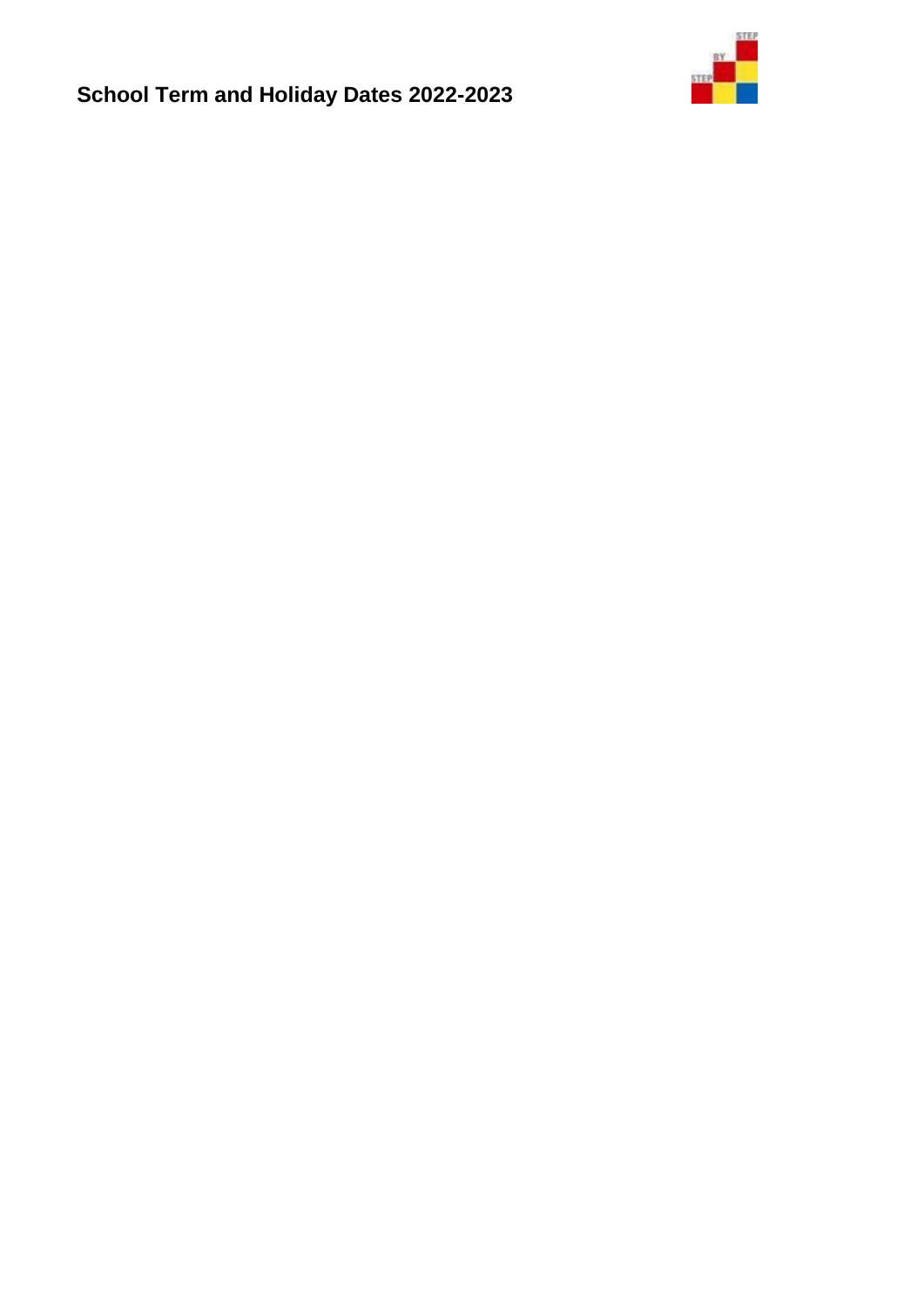# School Term and Holiday Dates 2022-2023